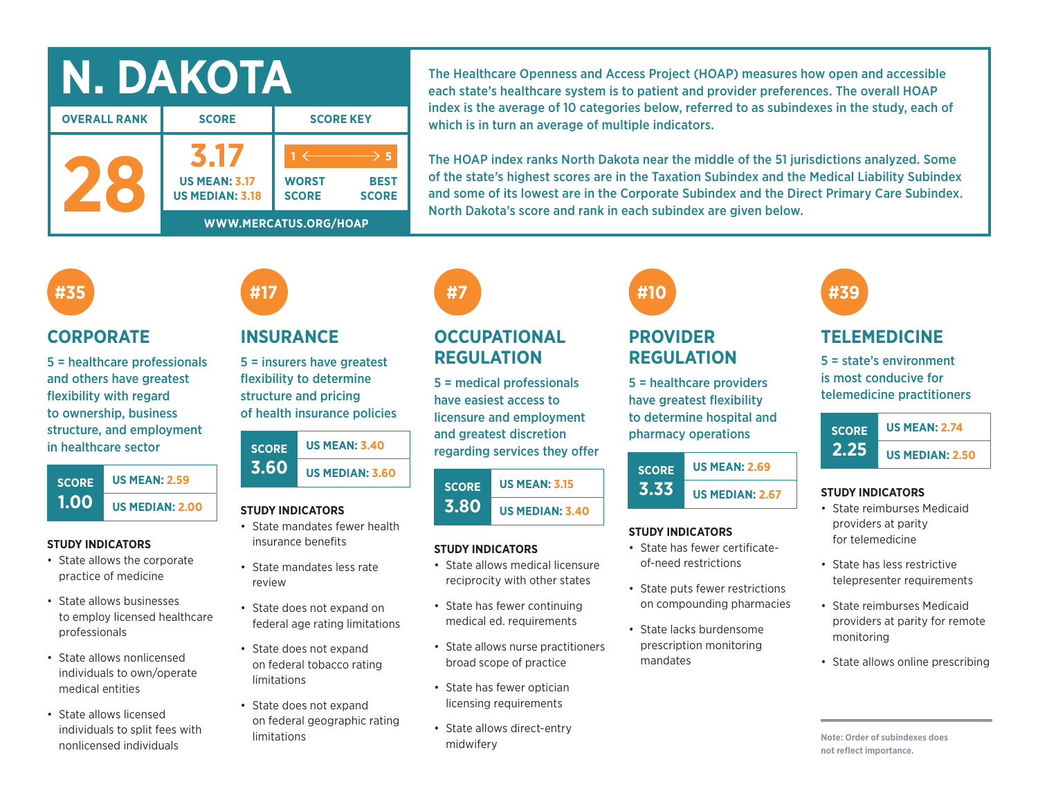# N. DAKOTA

| OVERALL RANK | SCORE | SCORE KEY |
|---|---|---|
| 28 | 3.17<br>US MEAN: 3.17<br>US MEDIAN: 3.18 | 1 ← → 5<br>WORST SCORE — BEST SCORE |

WWW.MERCATUS.ORG/HOAP

The Healthcare Openness and Access Project (HOAP) measures how open and accessible each state's healthcare system is to patient and provider preferences. The overall HOAP index is the average of 10 categories below, referred to as subindexes in the study, each of which is in turn an average of multiple indicators.

The HOAP index ranks North Dakota near the middle of the 51 jurisdictions analyzed. Some of the state's highest scores are in the Taxation Subindex and the Medical Liability Subindex and some of its lowest are in the Corporate Subindex and the Direct Primary Care Subindex. North Dakota's score and rank in each subindex are given below.

## #35 CORPORATE

5 = healthcare professionals and others have greatest flexibility with regard to ownership, business structure, and employment in healthcare sector

| SCORE | |
|---|---|
| 1.00 | US MEAN: 2.59 |
| | US MEDIAN: 2.00 |

**STUDY INDICATORS**

- State allows the corporate practice of medicine
- State allows businesses to employ licensed healthcare professionals
- State allows nonlicensed individuals to own/operate medical entities
- State allows licensed individuals to split fees with nonlicensed individuals

## #17 INSURANCE

5 = insurers have greatest flexibility to determine structure and pricing of health insurance policies

| SCORE | |
|---|---|
| 3.60 | US MEAN: 3.40 |
| | US MEDIAN: 3.60 |

**STUDY INDICATORS**

- State mandates fewer health insurance benefits
- State mandates less rate review
- State does not expand on federal age rating limitations
- State does not expand on federal tobacco rating limitations
- State does not expand on federal geographic rating limitations

## #7 OCCUPATIONAL REGULATION

5 = medical professionals have easiest access to licensure and employment and greatest discretion regarding services they offer

| SCORE | |
|---|---|
| 3.80 | US MEAN: 3.15 |
| | US MEDIAN: 3.40 |

**STUDY INDICATORS**

- State allows medical licensure reciprocity with other states
- State has fewer continuing medical ed. requirements
- State allows nurse practitioners broad scope of practice
- State has fewer optician licensing requirements
- State allows direct-entry midwifery

## #10 PROVIDER REGULATION

5 = healthcare providers have greatest flexibility to determine hospital and pharmacy operations

| SCORE | |
|---|---|
| 3.33 | US MEAN: 2.69 |
| | US MEDIAN: 2.67 |

**STUDY INDICATORS**

- State has fewer certificate-of-need restrictions
- State puts fewer restrictions on compounding pharmacies
- State lacks burdensome prescription monitoring mandates

## #39 TELEMEDICINE

5 = state's environment is most conducive for telemedicine practitioners

| SCORE | |
|---|---|
| 2.25 | US MEAN: 2.74 |
| | US MEDIAN: 2.50 |

**STUDY INDICATORS**

- State reimburses Medicaid providers at parity for telemedicine
- State has less restrictive telepresenter requirements
- State reimburses Medicaid providers at parity for remote monitoring
- State allows online prescribing

Note: Order of subindexes does not reflect importance.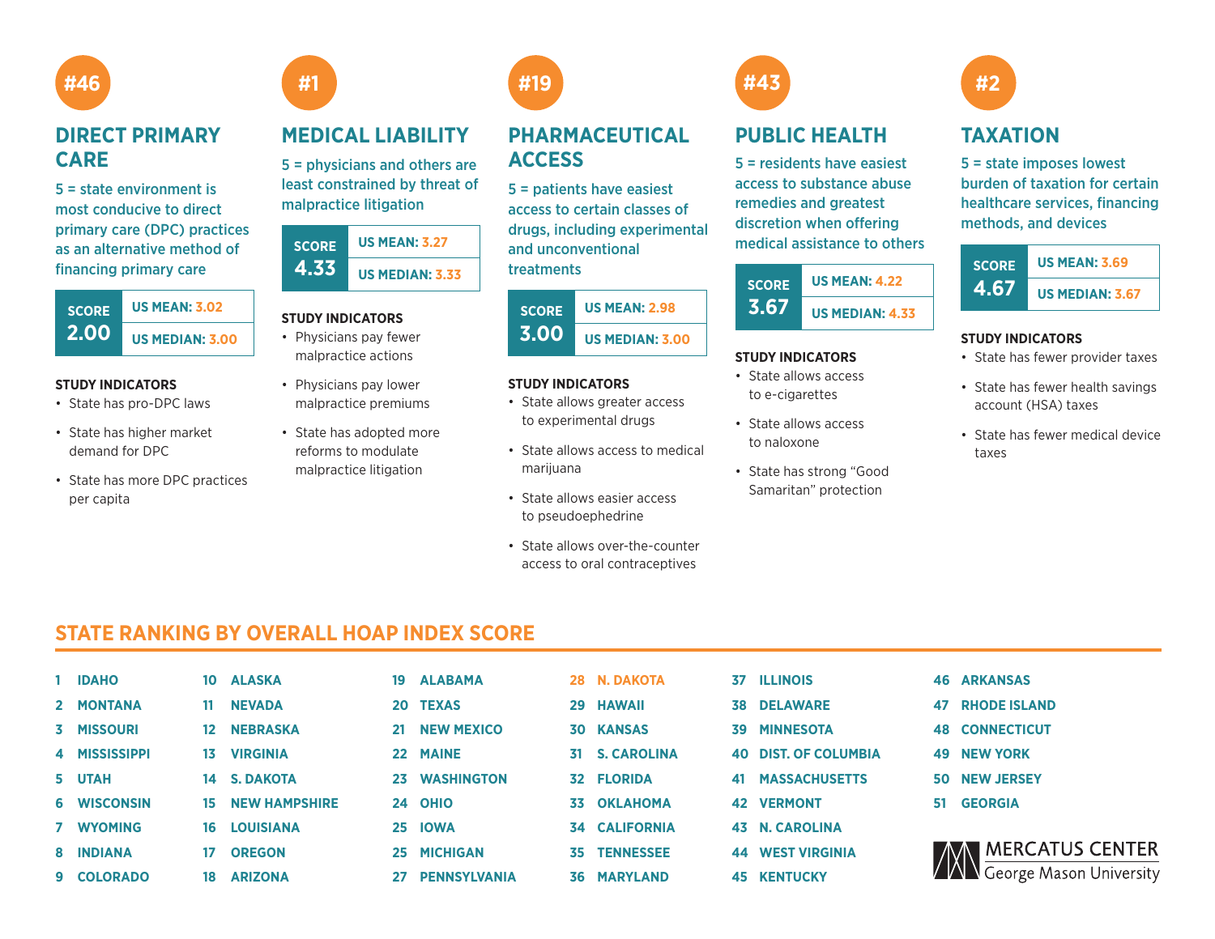## #46

### DIRECT PRIMARY CARE

5 = state environment is most conducive to direct primary care (DPC) practices as an alternative method of financing primary care

| SCORE | |
|---|---|
| 2.00 | US MEAN: 3.02 |
| | US MEDIAN: 3.00 |

**STUDY INDICATORS**

- State has pro-DPC laws
- State has higher market demand for DPC
- State has more DPC practices per capita

## #1

### MEDICAL LIABILITY

5 = physicians and others are least constrained by threat of malpractice litigation

| SCORE | |
|---|---|
| 4.33 | US MEAN: 3.27 |
| | US MEDIAN: 3.33 |

**STUDY INDICATORS**

- Physicians pay fewer malpractice actions
- Physicians pay lower malpractice premiums
- State has adopted more reforms to modulate malpractice litigation

## #19

### PHARMACEUTICAL ACCESS

5 = patients have easiest access to certain classes of drugs, including experimental and unconventional treatments

| SCORE | |
|---|---|
| 3.00 | US MEAN: 2.98 |
| | US MEDIAN: 3.00 |

**STUDY INDICATORS**

- State allows greater access to experimental drugs
- State allows access to medical marijuana
- State allows easier access to pseudoephedrine
- State allows over-the-counter access to oral contraceptives

## #43

### PUBLIC HEALTH

5 = residents have easiest access to substance abuse remedies and greatest discretion when offering medical assistance to others

| SCORE | |
|---|---|
| 3.67 | US MEAN: 4.22 |
| | US MEDIAN: 4.33 |

**STUDY INDICATORS**

- State allows access to e-cigarettes
- State allows access to naloxone
- State has strong "Good Samaritan" protection

## #2

### TAXATION

5 = state imposes lowest burden of taxation for certain healthcare services, financing methods, and devices

| SCORE | |
|---|---|
| 4.67 | US MEAN: 3.69 |
| | US MEDIAN: 3.67 |

**STUDY INDICATORS**

- State has fewer provider taxes
- State has fewer health savings account (HSA) taxes
- State has fewer medical device taxes

## STATE RANKING BY OVERALL HOAP INDEX SCORE

| | | | | | | | | | | | |
|---|---|---|---|---|---|---|---|---|---|---|---|
| 1 | IDAHO | 10 | ALASKA | 19 | ALABAMA | 28 | N. DAKOTA | 37 | ILLINOIS | 46 | ARKANSAS |
| 2 | MONTANA | 11 | NEVADA | 20 | TEXAS | 29 | HAWAII | 38 | DELAWARE | 47 | RHODE ISLAND |
| 3 | MISSOURI | 12 | NEBRASKA | 21 | NEW MEXICO | 30 | KANSAS | 39 | MINNESOTA | 48 | CONNECTICUT |
| 4 | MISSISSIPPI | 13 | VIRGINIA | 22 | MAINE | 31 | S. CAROLINA | 40 | DIST. OF COLUMBIA | 49 | NEW YORK |
| 5 | UTAH | 14 | S. DAKOTA | 23 | WASHINGTON | 32 | FLORIDA | 41 | MASSACHUSETTS | 50 | NEW JERSEY |
| 6 | WISCONSIN | 15 | NEW HAMPSHIRE | 24 | OHIO | 33 | OKLAHOMA | 42 | VERMONT | 51 | GEORGIA |
| 7 | WYOMING | 16 | LOUISIANA | 25 | IOWA | 34 | CALIFORNIA | 43 | N. CAROLINA | | |
| 8 | INDIANA | 17 | OREGON | 25 | MICHIGAN | 35 | TENNESSEE | 44 | WEST VIRGINIA | | |
| 9 | COLORADO | 18 | ARIZONA | 27 | PENNSYLVANIA | 36 | MARYLAND | 45 | KENTUCKY | | |

MERCATUS CENTER
George Mason University